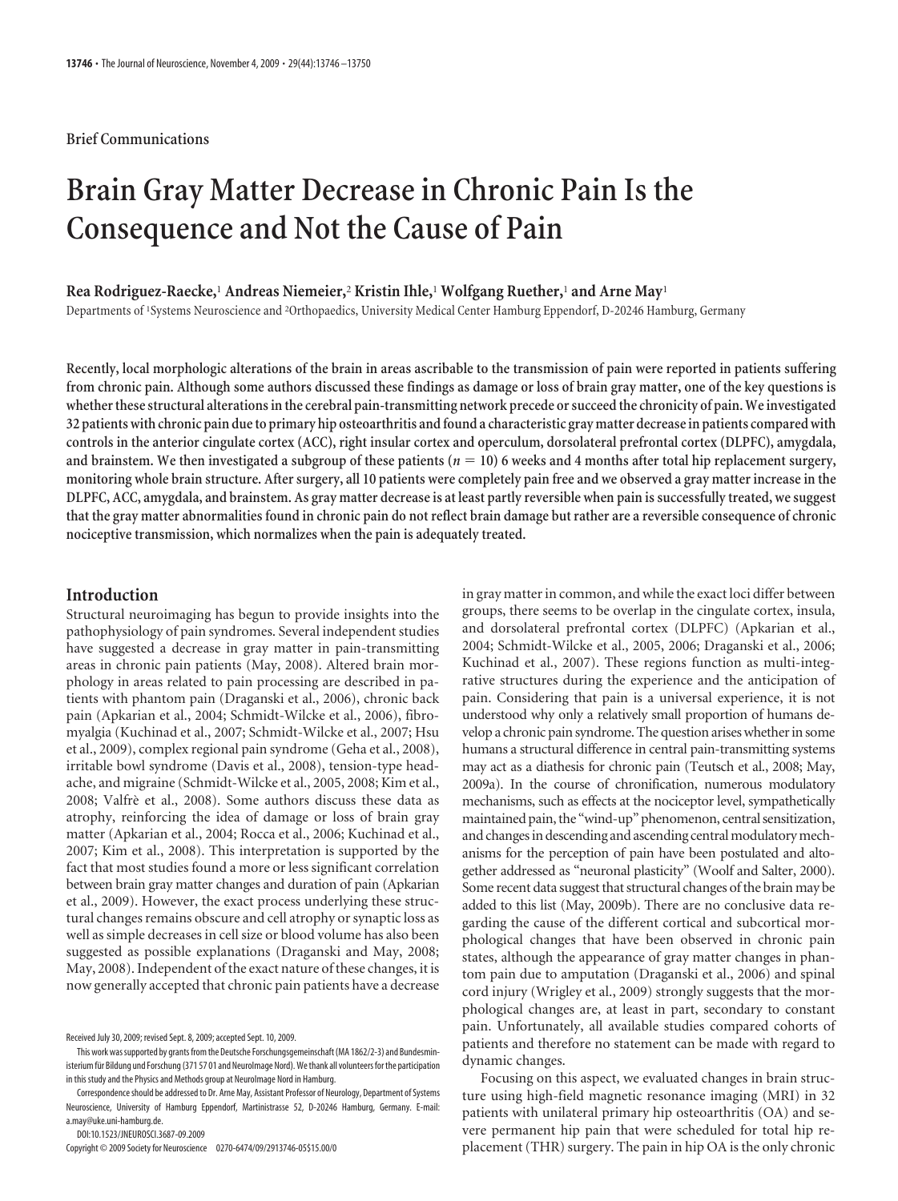Brief Communications

# Brain Gray Matter Decrease in Chronic Pain Is the Consequence and Not the Cause of Pain

**Rea Rodriguez-Raecke,[1] Andreas Niemeier,[2] Kristin Ihle,[1] Wolfgang Ruether,[1] and Arne May[1]**

Departments of [1]Systems Neuroscience and [2]Orthopaedics, University Medical Center Hamburg Eppendorf, D-20246 Hamburg, Germany

**Recently, local morphologic alterations of the brain in areas ascribable to the transmission of pain were reported in patients suffering from chronic pain. Although some authors discussed these findings as damage or loss of brain gray matter, one of the key questions is whether these structural alterations in the cerebral pain-transmitting network precede or succeed the chronicity of pain. We investigated 32 patients with chronic pain due to primary hip osteoarthritis and found a characteristic gray matter decrease in patients compared with controls in the anterior cingulate cortex (ACC), right insular cortex and operculum, dorsolateral prefrontal cortex (DLPFC), amygdala, and brainstem. We then investigated a subgroup of these patients ($n = 10$) 6 weeks and 4 months after total hip replacement surgery, monitoring whole brain structure. After surgery, all 10 patients were completely pain free and we observed a gray matter increase in the DLPFC, ACC, amygdala, and brainstem. As gray matter decrease is at least partly reversible when pain is successfully treated, we suggest that the gray matter abnormalities found in chronic pain do not reflect brain damage but rather are a reversible consequence of chronic nociceptive transmission, which normalizes when the pain is adequately treated.**

## Introduction

Structural neuroimaging has begun to provide insights into the pathophysiology of pain syndromes. Several independent studies have suggested a decrease in gray matter in pain-transmitting areas in chronic pain patients (May, 2008). Altered brain morphology in areas related to pain processing are described in patients with phantom pain (Draganski et al., 2006), chronic back pain (Apkarian et al., 2004; Schmidt-Wilcke et al., 2006), fibromyalgia (Kuchinad et al., 2007; Schmidt-Wilcke et al., 2007; Hsu et al., 2009), complex regional pain syndrome (Geha et al., 2008), irritable bowl syndrome (Davis et al., 2008), tension-type headache, and migraine (Schmidt-Wilcke et al., 2005, 2008; Kim et al., 2008; Valfrè et al., 2008). Some authors discuss these data as atrophy, reinforcing the idea of damage or loss of brain gray matter (Apkarian et al., 2004; Rocca et al., 2006; Kuchinad et al., 2007; Kim et al., 2008). This interpretation is supported by the fact that most studies found a more or less significant correlation between brain gray matter changes and duration of pain (Apkarian et al., 2009). However, the exact process underlying these structural changes remains obscure and cell atrophy or synaptic loss as well as simple decreases in cell size or blood volume has also been suggested as possible explanations (Draganski and May, 2008; May, 2008). Independent of the exact nature of these changes, it is now generally accepted that chronic pain patients have a decrease in gray matter in common, and while the exact loci differ between groups, there seems to be overlap in the cingulate cortex, insula, and dorsolateral prefrontal cortex (DLPFC) (Apkarian et al., 2004; Schmidt-Wilcke et al., 2005, 2006; Draganski et al., 2006; Kuchinad et al., 2007). These regions function as multi-integrative structures during the experience and the anticipation of pain. Considering that pain is a universal experience, it is not understood why only a relatively small proportion of humans develop a chronic pain syndrome. The question arises whether in some humans a structural difference in central pain-transmitting systems may act as a diathesis for chronic pain (Teutsch et al., 2008; May, 2009a). In the course of chronification, numerous modulatory mechanisms, such as effects at the nociceptor level, sympathetically maintained pain, the "wind-up" phenomenon, central sensitization, and changes in descending and ascending central modulatory mechanisms for the perception of pain have been postulated and altogether addressed as "neuronal plasticity" (Woolf and Salter, 2000). Some recent data suggest that structural changes of the brain may be added to this list (May, 2009b). There are no conclusive data regarding the cause of the different cortical and subcortical morphological changes that have been observed in chronic pain states, although the appearance of gray matter changes in phantom pain due to amputation (Draganski et al., 2006) and spinal cord injury (Wrigley et al., 2009) strongly suggests that the morphological changes are, at least in part, secondary to constant pain. Unfortunately, all available studies compared cohorts of patients and therefore no statement can be made with regard to dynamic changes.

Focusing on this aspect, we evaluated changes in brain structure using high-field magnetic resonance imaging (MRI) in 32 patients with unilateral primary hip osteoarthritis (OA) and severe permanent hip pain that were scheduled for total hip replacement (THR) surgery. The pain in hip OA is the only chronic

Received July 30, 2009; revised Sept. 8, 2009; accepted Sept. 10, 2009.

This work was supported by grants from the Deutsche Forschungsgemeinschaft (MA 1862/2-3) and Bundesministerium für Bildung und Forschung (371 57 01 and NeuroImage Nord). We thank all volunteers for the participation in this study and the Physics and Methods group at NeuroImage Nord in Hamburg.

Correspondence should be addressed to Dr. Arne May, Assistant Professor of Neurology, Department of Systems Neuroscience, University of Hamburg Eppendorf, Martinistrasse 52, D-20246 Hamburg, Germany. E-mail: a.may@uke.uni-hamburg.de.

DOI:10.1523/JNEUROSCI.3687-09.2009

Copyright © 2009 Society for Neuroscience 0270-6474/09/2913746-05$15.00/0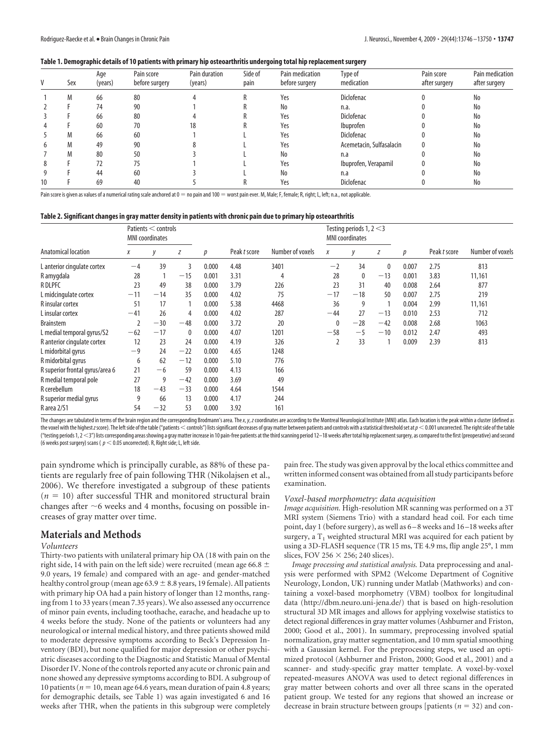**Table 1. Demographic details of 10 patients with primary hip osteoarthritis undergoing total hip replacement surgery**

| V | Sex | Age (years) | Pain score before surgery | Pain duration (years) | Side of pain | Pain medication before surgery | Type of medication | Pain score after surgery | Pain medication after surgery |
|---|---|---|---|---|---|---|---|---|---|
| 1 | M | 66 | 80 | 4 | R | Yes | Diclofenac | 0 | No |
| 2 | F | 74 | 90 | 1 | R | No | n.a. | 0 | No |
| 3 | F | 66 | 80 | 4 | R | Yes | Diclofenac | 0 | No |
| 4 | F | 60 | 70 | 18 | R | Yes | Ibuprofen | 0 | No |
| 5 | M | 66 | 60 | 1 | L | Yes | Diclofenac | 0 | No |
| 6 | M | 49 | 90 | 8 | L | Yes | Acemetacin, Sulfasalacin | 0 | No |
| 7 | M | 80 | 50 | 3 | L | No | n.a | 0 | No |
| 8 | F | 72 | 75 | 1 | L | Yes | Ibuprofen, Verapamil | 0 | No |
| 9 | F | 44 | 60 | 3 | L | No | n.a | 0 | No |
| 10 | F | 69 | 40 | 5 | R | Yes | Diclofenac | 0 | No |

Pain score is given as values of a numerical rating scale anchored at 0 = no pain and 100 = worst pain ever. M, Male; F, female; R, right; L, left; n.a., not applicable.

**Table 2. Significant changes in gray matter density in patients with chronic pain due to primary hip osteoarthritis**

| Anatomical location | Patients < controls MNI coordinates | | | | | | Testing periods 1, 2 <3 MNI coordinates | | | | | |
|---|---|---|---|---|---|---|---|---|---|---|---|---|
| | *x* | *y* | *z* | *p* | Peak *t* score | Number of voxels | *x* | *y* | *z* | *p* | Peak *t* score | Number of voxels |
| L anterior cingulate cortex | −4 | 39 | 3 | 0.000 | 4.48 | 3401 | −2 | 34 | 0 | 0.007 | 2.75 | 813 |
| R amygdala | 28 | 1 | −15 | 0.001 | 3.31 | 4 | 28 | 0 | −13 | 0.001 | 3.83 | 11,161 |
| R DLPFC | 23 | 49 | 38 | 0.000 | 3.79 | 226 | 23 | 31 | 40 | 0.008 | 2.64 | 877 |
| L midcingulate cortex | −11 | −14 | 35 | 0.000 | 4.02 | 75 | −17 | −18 | 50 | 0.007 | 2.75 | 219 |
| R insular cortex | 51 | 17 | 1 | 0.000 | 5.38 | 4468 | 36 | 9 | 1 | 0.004 | 2.99 | 11,161 |
| L insular cortex | −41 | 26 | 4 | 0.000 | 4.02 | 287 | −44 | 27 | −13 | 0.010 | 2.53 | 712 |
| Brainstem | 2 | −30 | −48 | 0.000 | 3.72 | 20 | 0 | −28 | −42 | 0.008 | 2.68 | 1063 |
| L medial temporal gyrus/S2 | −62 | −17 | 0 | 0.000 | 4.07 | 1201 | −58 | −5 | −10 | 0.012 | 2.47 | 493 |
| R anterior cingulate cortex | 12 | 23 | 24 | 0.000 | 4.19 | 326 | 2 | 33 | 1 | 0.009 | 2.39 | 813 |
| L midorbital gyrus | −9 | 24 | −22 | 0.000 | 4.65 | 1248 | | | | | | |
| R midorbital gyrus | 6 | 62 | −12 | 0.000 | 5.10 | 776 | | | | | | |
| R superior frontal gyrus/area 6 | 21 | −6 | 59 | 0.000 | 4.13 | 166 | | | | | | |
| R medial temporal pole | 27 | 9 | −42 | 0.000 | 3.69 | 49 | | | | | | |
| R cerebellum | 18 | −43 | −33 | 0.000 | 4.64 | 1544 | | | | | | |
| R superior medial gyrus | 9 | 66 | 13 | 0.000 | 4.17 | 244 | | | | | | |
| R area 2/S1 | 54 | −32 | 53 | 0.000 | 3.92 | 161 | | | | | | |

The changes are tabulated in terms of the brain region and the corresponding Brodmann's area. The *x*, *y*, *z* coordinates are according to the Montreal Neurological Institute (MNI) atlas. Each location is the peak within a cluster (defined as the voxel with the highest *z* score). The left side of the table ("patients < controls") lists significant decreases of gray matter between patients and controls with a statistical threshold set at $p < 0.001$ uncorrected. The right side of the table ("testing periods 1, 2 <3") lists corresponding areas showing a gray matter increase in 10 pain-free patients at the third scanning period 12–18 weeks after total hip replacement surgery, as compared to the first (preoperative) and second (6 weeks post surgery) scans ($p < 0.05$ uncorrected). R, Right side; L, left side.

pain syndrome which is principally curable, as 88% of these patients are regularly free of pain following THR (Nikolajsen et al., 2006). We therefore investigated a subgroup of these patients ($n = 10$) after successful THR and monitored structural brain changes after ~6 weeks and 4 months, focusing on possible increases of gray matter over time.

## Materials and Methods

### *Volunteers*

Thirty-two patients with unilateral primary hip OA (18 with pain on the right side, 14 with pain on the left side) were recruited (mean age 66.8 ± 9.0 years, 19 female) and compared with an age- and gender-matched healthy control group (mean age 63.9 ± 8.8 years, 19 female). All patients with primary hip OA had a pain history of longer than 12 months, ranging from 1 to 33 years (mean 7.35 years). We also assessed any occurrence of minor pain events, including toothache, earache, and headache up to 4 weeks before the study. None of the patients or volunteers had any neurological or internal medical history, and three patients showed mild to moderate depressive symptoms according to Beck's Depression Inventory (BDI), but none qualified for major depression or other psychiatric diseases according to the Diagnostic and Statistic Manual of Mental Disorder IV. None of the controls reported any acute or chronic pain and none showed any depressive symptoms according to BDI. A subgroup of 10 patients ($n = 10$, mean age 64.6 years, mean duration of pain 4.8 years; for demographic details, see Table 1) was again investigated 6 and 16 weeks after THR, when the patients in this subgroup were completely pain free. The study was given approval by the local ethics committee and written informed consent was obtained from all study participants before examination.

### *Voxel-based morphometry: data acquisition*

*Image acquisition.* High-resolution MR scanning was performed on a 3T MRI system (Siemens Trio) with a standard head coil. For each time point, day 1 (before surgery), as well as 6–8 weeks and 16–18 weeks after surgery, a $T_1$ weighted structural MRI was acquired for each patient by using a 3D-FLASH sequence (TR 15 ms, TE 4.9 ms, flip angle 25°, 1 mm slices, FOV 256 × 256; 240 slices).

*Image processing and statistical analysis.* Data preprocessing and analysis were performed with SPM2 (Welcome Department of Cognitive Neurology, London, UK) running under Matlab (Mathworks) and containing a voxel-based morphometry (VBM) toolbox for longitudinal data (http://dbm.neuro.uni-jena.de/) that is based on high-resolution structural 3D MR images and allows for applying voxelwise statistics to detect regional differences in gray matter volumes (Ashburner and Friston, 2000; Good et al., 2001). In summary, preprocessing involved spatial normalization, gray matter segmentation, and 10 mm spatial smoothing with a Gaussian kernel. For the preprocessing steps, we used an optimized protocol (Ashburner and Friston, 2000; Good et al., 2001) and a scanner- and study-specific gray matter template. A voxel-by-voxel repeated-measures ANOVA was used to detect regional differences in gray matter between cohorts and over all three scans in the operated patient group. We tested for any regions that showed an increase or decrease in brain structure between groups [patients ($n = 32$) and con-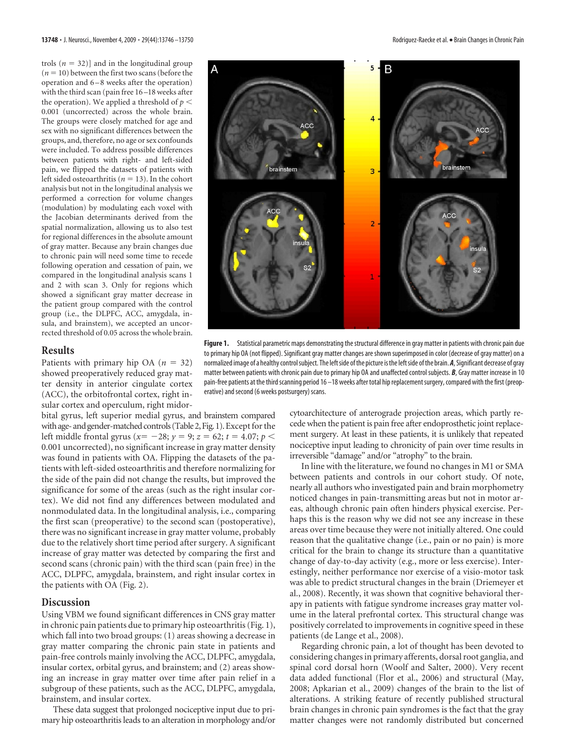trols ($n = 32$)] and in the longitudinal group ($n = 10$) between the first two scans (before the operation and 6–8 weeks after the operation) with the third scan (pain free 16–18 weeks after the operation). We applied a threshold of $p < 0.001$ (uncorrected) across the whole brain. The groups were closely matched for age and sex with no significant differences between the groups, and, therefore, no age or sex confounds were included. To address possible differences between patients with right- and left-sided pain, we flipped the datasets of patients with left sided osteoarthritis ($n = 13$). In the cohort analysis but not in the longitudinal analysis we performed a correction for volume changes (modulation) by modulating each voxel with the Jacobian determinants derived from the spatial normalization, allowing us to also test for regional differences in the absolute amount of gray matter. Because any brain changes due to chronic pain will need some time to recede following operation and cessation of pain, we compared in the longitudinal analysis scans 1 and 2 with scan 3. Only for regions which showed a significant gray matter decrease in the patient group compared with the control group (i.e., the DLPFC, ACC, amygdala, insula, and brainstem), we accepted an uncorrected threshold of 0.05 across the whole brain.

**Figure 1.** Statistical parametric maps demonstrating the structural difference in gray matter in patients with chronic pain due to primary hip OA (not flipped). Significant gray matter changes are shown superimposed in color (decrease of gray matter) on a normalized image of a healthy control subject. The left side of the picture is the left side of the brain. ***A***, Significant decrease of gray matter between patients with chronic pain due to primary hip OA and unaffected control subjects. ***B***, Gray matter increase in 10 pain-free patients at the third scanning period 16–18 weeks after total hip replacement surgery, compared with the first (preoperative) and second (6 weeks postsurgery) scans.

## Results

Patients with primary hip OA ($n = 32$) showed preoperatively reduced gray matter density in anterior cingulate cortex (ACC), the orbitofrontal cortex, right insular cortex and operculum, right midorbital gyrus, left superior medial gyrus, and brainstem compared with age- and gender-matched controls (Table 2, Fig. 1). Except for the left middle frontal gyrus ($x = -28$; $y = 9$; $z = 62$; $t = 4.07$; $p < 0.001$ uncorrected), no significant increase in gray matter density was found in patients with OA. Flipping the datasets of the patients with left-sided osteoarthritis and therefore normalizing for the side of the pain did not change the results, but improved the significance for some of the areas (such as the right insular cortex). We did not find any differences between modulated and nonmodulated data. In the longitudinal analysis, i.e., comparing the first scan (preoperative) to the second scan (postoperative), there was no significant increase in gray matter volume, probably due to the relatively short time period after surgery. A significant increase of gray matter was detected by comparing the first and second scans (chronic pain) with the third scan (pain free) in the ACC, DLPFC, amygdala, brainstem, and right insular cortex in the patients with OA (Fig. 2).

## Discussion

Using VBM we found significant differences in CNS gray matter in chronic pain patients due to primary hip osteoarthritis (Fig. 1), which fall into two broad groups: (1) areas showing a decrease in gray matter comparing the chronic pain state in patients and pain-free controls mainly involving the ACC, DLPFC, amygdala, insular cortex, orbital gyrus, and brainstem; and (2) areas showing an increase in gray matter over time after pain relief in a subgroup of these patients, such as the ACC, DLPFC, amygdala, brainstem, and insular cortex.

These data suggest that prolonged nociceptive input due to primary hip osteoarthritis leads to an alteration in morphology and/or cytoarchitecture of anterograde projection areas, which partly recede when the patient is pain free after endoprosthetic joint replacement surgery. At least in these patients, it is unlikely that repeated nociceptive input leading to chronicity of pain over time results in irreversible "damage" and/or "atrophy" to the brain.

In line with the literature, we found no changes in M1 or SMA between patients and controls in our cohort study. Of note, nearly all authors who investigated pain and brain morphometry noticed changes in pain-transmitting areas but not in motor areas, although chronic pain often hinders physical exercise. Perhaps this is the reason why we did not see any increase in these areas over time because they were not initially altered. One could reason that the qualitative change (i.e., pain or no pain) is more critical for the brain to change its structure than a quantitative change of day-to-day activity (e.g., more or less exercise). Interestingly, neither performance nor exercise of a visio-motor task was able to predict structural changes in the brain (Driemeyer et al., 2008). Recently, it was shown that cognitive behavioral therapy in patients with fatigue syndrome increases gray matter volume in the lateral prefrontal cortex. This structural change was positively correlated to improvements in cognitive speed in these patients (de Lange et al., 2008).

Regarding chronic pain, a lot of thought has been devoted to considering changes in primary afferents, dorsal root ganglia, and spinal cord dorsal horn (Woolf and Salter, 2000). Very recent data added functional (Flor et al., 2006) and structural (May, 2008; Apkarian et al., 2009) changes of the brain to the list of alterations. A striking feature of recently published structural brain changes in chronic pain syndromes is the fact that the gray matter changes were not randomly distributed but concerned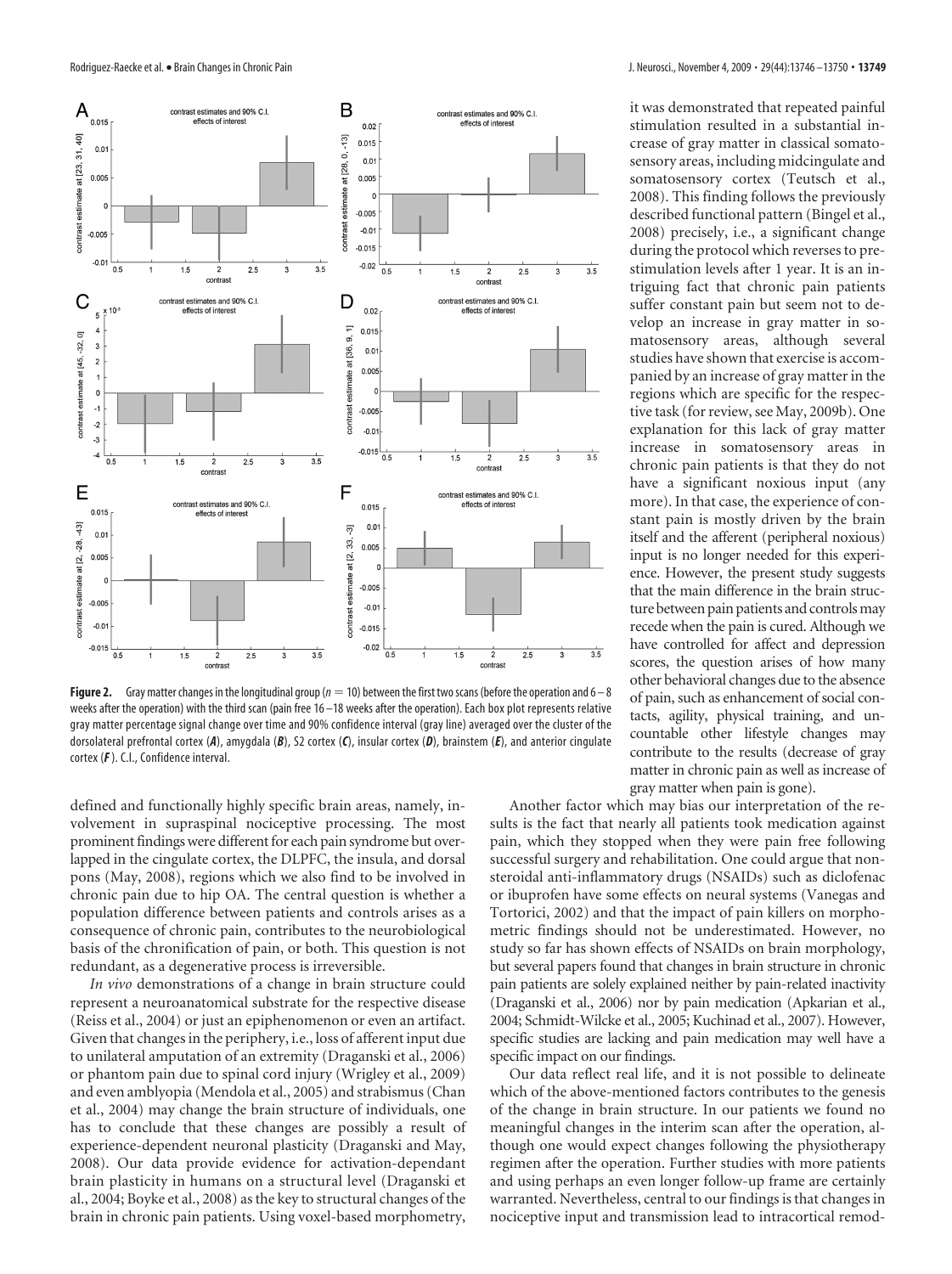**Figure 2.** Gray matter changes in the longitudinal group ($n = 10$) between the first two scans (before the operation and 6–8 weeks after the operation) with the third scan (pain free 16–18 weeks after the operation). Each box plot represents relative gray matter percentage signal change over time and 90% confidence interval (gray line) averaged over the cluster of the dorsolateral prefrontal cortex (***A***), amygdala (***B***), S2 cortex (***C***), insular cortex (***D***), brainstem (***E***), and anterior cingulate cortex (***F***). C.I., Confidence interval.

defined and functionally highly specific brain areas, namely, involvement in supraspinal nociceptive processing. The most prominent findings were different for each pain syndrome but overlapped in the cingulate cortex, the DLPFC, the insula, and dorsal pons (May, 2008), regions which we also find to be involved in chronic pain due to hip OA. The central question is whether a population difference between patients and controls arises as a consequence of chronic pain, contributes to the neurobiological basis of the chronification of pain, or both. This question is not redundant, as a degenerative process is irreversible.

*In vivo* demonstrations of a change in brain structure could represent a neuroanatomical substrate for the respective disease (Reiss et al., 2004) or just an epiphenomenon or even an artifact. Given that changes in the periphery, i.e., loss of afferent input due to unilateral amputation of an extremity (Draganski et al., 2006) or phantom pain due to spinal cord injury (Wrigley et al., 2009) and even amblyopia (Mendola et al., 2005) and strabismus (Chan et al., 2004) may change the brain structure of individuals, one has to conclude that these changes are possibly a result of experience-dependent neuronal plasticity (Draganski and May, 2008). Our data provide evidence for activation-dependant brain plasticity in humans on a structural level (Draganski et al., 2004; Boyke et al., 2008) as the key to structural changes of the brain in chronic pain patients. Using voxel-based morphometry, it was demonstrated that repeated painful stimulation resulted in a substantial increase of gray matter in classical somatosensory areas, including midcingulate and somatosensory cortex (Teutsch et al., 2008). This finding follows the previously described functional pattern (Bingel et al., 2008) precisely, i.e., a significant change during the protocol which reverses to prestimulation levels after 1 year. It is an intriguing fact that chronic pain patients suffer constant pain but seem not to develop an increase in gray matter in somatosensory areas, although several studies have shown that exercise is accompanied by an increase of gray matter in the regions which are specific for the respective task (for review, see May, 2009b). One explanation for this lack of gray matter increase in somatosensory areas in chronic pain patients is that they do not have a significant noxious input (any more). In that case, the experience of constant pain is mostly driven by the brain itself and the afferent (peripheral noxious) input is no longer needed for this experience. However, the present study suggests that the main difference in the brain structure between pain patients and controls may recede when the pain is cured. Although we have controlled for affect and depression scores, the question arises of how many other behavioral changes due to the absence of pain, such as enhancement of social contacts, agility, physical training, and uncountable other lifestyle changes may contribute to the results (decrease of gray matter in chronic pain as well as increase of gray matter when pain is gone).

Another factor which may bias our interpretation of the results is the fact that nearly all patients took medication against pain, which they stopped when they were pain free following successful surgery and rehabilitation. One could argue that nonsteroidal anti-inflammatory drugs (NSAIDs) such as diclofenac or ibuprofen have some effects on neural systems (Vanegas and Tortorici, 2002) and that the impact of pain killers on morphometric findings should not be underestimated. However, no study so far has shown effects of NSAIDs on brain morphology, but several papers found that changes in brain structure in chronic pain patients are solely explained neither by pain-related inactivity (Draganski et al., 2006) nor by pain medication (Apkarian et al., 2004; Schmidt-Wilcke et al., 2005; Kuchinad et al., 2007). However, specific studies are lacking and pain medication may well have a specific impact on our findings.

Our data reflect real life, and it is not possible to delineate which of the above-mentioned factors contributes to the genesis of the change in brain structure. In our patients we found no meaningful changes in the interim scan after the operation, although one would expect changes following the physiotherapy regimen after the operation. Further studies with more patients and using perhaps an even longer follow-up frame are certainly warranted. Nevertheless, central to our findings is that changes in nociceptive input and transmission lead to intracortical remod-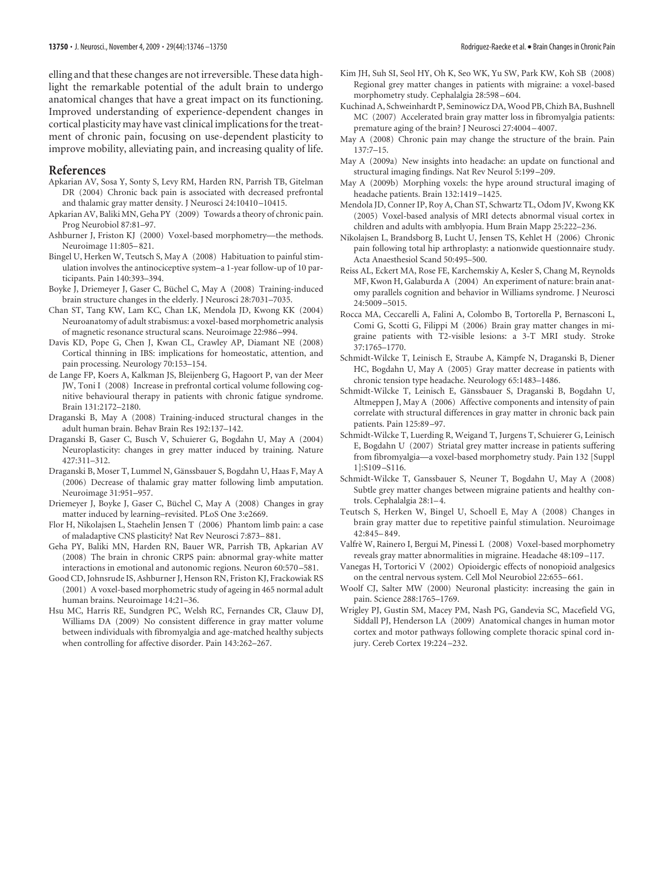elling and that these changes are not irreversible. These data highlight the remarkable potential of the adult brain to undergo anatomical changes that have a great impact on its functioning. Improved understanding of experience-dependent changes in cortical plasticity may have vast clinical implications for the treatment of chronic pain, focusing on use-dependent plasticity to improve mobility, alleviating pain, and increasing quality of life.

## References

Apkarian AV, Sosa Y, Sonty S, Levy RM, Harden RN, Parrish TB, Gitelman DR (2004) Chronic back pain is associated with decreased prefrontal and thalamic gray matter density. J Neurosci 24:10410–10415.

Apkarian AV, Baliki MN, Geha PY (2009) Towards a theory of chronic pain. Prog Neurobiol 87:81–97.

Ashburner J, Friston KJ (2000) Voxel-based morphometry—the methods. Neuroimage 11:805–821.

Bingel U, Herken W, Teutsch S, May A (2008) Habituation to painful stimulation involves the antinociceptive system–a 1-year follow-up of 10 participants. Pain 140:393–394.

Boyke J, Driemeyer J, Gaser C, Büchel C, May A (2008) Training-induced brain structure changes in the elderly. J Neurosci 28:7031–7035.

Chan ST, Tang KW, Lam KC, Chan LK, Mendola JD, Kwong KK (2004) Neuroanatomy of adult strabismus: a voxel-based morphometric analysis of magnetic resonance structural scans. Neuroimage 22:986–994.

Davis KD, Pope G, Chen J, Kwan CL, Crawley AP, Diamant NE (2008) Cortical thinning in IBS: implications for homeostatic, attention, and pain processing. Neurology 70:153–154.

de Lange FP, Koers A, Kalkman JS, Bleijenberg G, Hagoort P, van der Meer JW, Toni I (2008) Increase in prefrontal cortical volume following cognitive behavioural therapy in patients with chronic fatigue syndrome. Brain 131:2172–2180.

Draganski B, May A (2008) Training-induced structural changes in the adult human brain. Behav Brain Res 192:137–142.

Draganski B, Gaser C, Busch V, Schuierer G, Bogdahn U, May A (2004) Neuroplasticity: changes in grey matter induced by training. Nature 427:311–312.

Draganski B, Moser T, Lummel N, Gänssbauer S, Bogdahn U, Haas F, May A (2006) Decrease of thalamic gray matter following limb amputation. Neuroimage 31:951–957.

Driemeyer J, Boyke J, Gaser C, Büchel C, May A (2008) Changes in gray matter induced by learning–revisited. PLoS One 3:e2669.

Flor H, Nikolajsen L, Staehelin Jensen T (2006) Phantom limb pain: a case of maladaptive CNS plasticity? Nat Rev Neurosci 7:873–881.

Geha PY, Baliki MN, Harden RN, Bauer WR, Parrish TB, Apkarian AV (2008) The brain in chronic CRPS pain: abnormal gray-white matter interactions in emotional and autonomic regions. Neuron 60:570–581.

Good CD, Johnsrude IS, Ashburner J, Henson RN, Friston KJ, Frackowiak RS (2001) A voxel-based morphometric study of ageing in 465 normal adult human brains. Neuroimage 14:21–36.

Hsu MC, Harris RE, Sundgren PC, Welsh RC, Fernandes CR, Clauw DJ, Williams DA (2009) No consistent difference in gray matter volume between individuals with fibromyalgia and age-matched healthy subjects when controlling for affective disorder. Pain 143:262–267.

Kim JH, Suh SI, Seol HY, Oh K, Seo WK, Yu SW, Park KW, Koh SB (2008) Regional grey matter changes in patients with migraine: a voxel-based morphometry study. Cephalalgia 28:598–604.

Kuchinad A, Schweinhardt P, Seminowicz DA, Wood PB, Chizh BA, Bushnell MC (2007) Accelerated brain gray matter loss in fibromyalgia patients: premature aging of the brain? J Neurosci 27:4004–4007.

May A (2008) Chronic pain may change the structure of the brain. Pain 137:7–15.

May A (2009a) New insights into headache: an update on functional and structural imaging findings. Nat Rev Neurol 5:199–209.

May A (2009b) Morphing voxels: the hype around structural imaging of headache patients. Brain 132:1419–1425.

Mendola JD, Conner IP, Roy A, Chan ST, Schwartz TL, Odom JV, Kwong KK (2005) Voxel-based analysis of MRI detects abnormal visual cortex in children and adults with amblyopia. Hum Brain Mapp 25:222–236.

Nikolajsen L, Brandsborg B, Lucht U, Jensen TS, Kehlet H (2006) Chronic pain following total hip arthroplasty: a nationwide questionnaire study. Acta Anaesthesiol Scand 50:495–500.

Reiss AL, Eckert MA, Rose FE, Karchemskiy A, Kesler S, Chang M, Reynolds MF, Kwon H, Galaburda A (2004) An experiment of nature: brain anatomy parallels cognition and behavior in Williams syndrome. J Neurosci 24:5009–5015.

Rocca MA, Ceccarelli A, Falini A, Colombo B, Tortorella P, Bernasconi L, Comi G, Scotti G, Filippi M (2006) Brain gray matter changes in migraine patients with T2-visible lesions: a 3-T MRI study. Stroke 37:1765–1770.

Schmidt-Wilcke T, Leinisch E, Straube A, Kämpfe N, Draganski B, Diener HC, Bogdahn U, May A (2005) Gray matter decrease in patients with chronic tension type headache. Neurology 65:1483–1486.

Schmidt-Wilcke T, Leinisch E, Gänssbauer S, Draganski B, Bogdahn U, Altmeppen J, May A (2006) Affective components and intensity of pain correlate with structural differences in gray matter in chronic back pain patients. Pain 125:89–97.

Schmidt-Wilcke T, Luerding R, Weigand T, Jurgens T, Schuierer G, Leinisch E, Bogdahn U (2007) Striatal grey matter increase in patients suffering from fibromyalgia—a voxel-based morphometry study. Pain 132 [Suppl 1]:S109–S116.

Schmidt-Wilcke T, Ganssbauer S, Neuner T, Bogdahn U, May A (2008) Subtle grey matter changes between migraine patients and healthy controls. Cephalalgia 28:1–4.

Teutsch S, Herken W, Bingel U, Schoell E, May A (2008) Changes in brain gray matter due to repetitive painful stimulation. Neuroimage 42:845–849.

Valfrè W, Rainero I, Bergui M, Pinessi L (2008) Voxel-based morphometry reveals gray matter abnormalities in migraine. Headache 48:109–117.

Vanegas H, Tortorici V (2002) Opioidergic effects of nonopioid analgesics on the central nervous system. Cell Mol Neurobiol 22:655–661.

Woolf CJ, Salter MW (2000) Neuronal plasticity: increasing the gain in pain. Science 288:1765–1769.

Wrigley PJ, Gustin SM, Macey PM, Nash PG, Gandevia SC, Macefield VG, Siddall PJ, Henderson LA (2009) Anatomical changes in human motor cortex and motor pathways following complete thoracic spinal cord injury. Cereb Cortex 19:224–232.